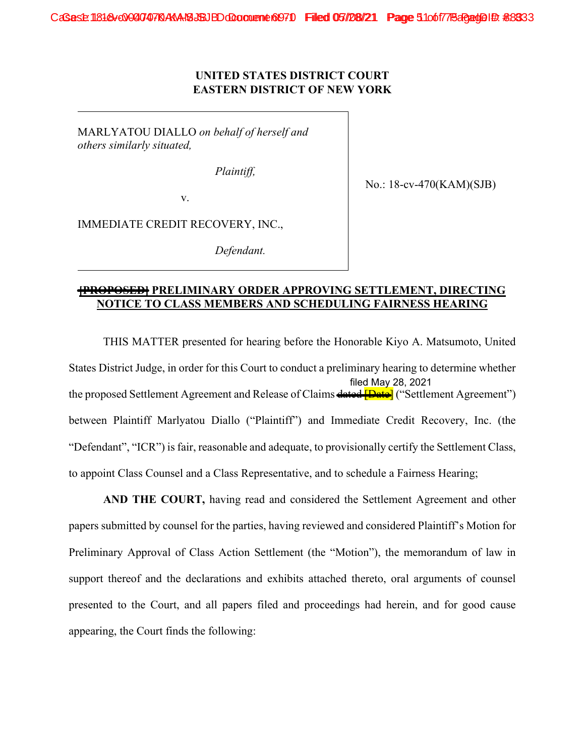**UNITED STATES DISTRICT COURT**
**EASTERN DISTRICT OF NEW YORK**

MARLYATOU DIALLO *on behalf of herself and others similarly situated,*

*Plaintiff,*

v.

IMMEDIATE CREDIT RECOVERY, INC.,

*Defendant.*

No.: 18-cv-470(KAM)(SJB)

**~~[PROPOSED]~~ PRELIMINARY ORDER APPROVING SETTLEMENT, DIRECTING NOTICE TO CLASS MEMBERS AND SCHEDULING FAIRNESS HEARING**

THIS MATTER presented for hearing before the Honorable Kiyo A. Matsumoto, United States District Judge, in order for this Court to conduct a preliminary hearing to determine whether the proposed Settlement Agreement and Release of Claims ~~dated [Date]~~ filed May 28, 2021 ("Settlement Agreement") between Plaintiff Marlyatou Diallo ("Plaintiff") and Immediate Credit Recovery, Inc. (the "Defendant", "ICR") is fair, reasonable and adequate, to provisionally certify the Settlement Class, to appoint Class Counsel and a Class Representative, and to schedule a Fairness Hearing;

**AND THE COURT,** having read and considered the Settlement Agreement and other papers submitted by counsel for the parties, having reviewed and considered Plaintiff's Motion for Preliminary Approval of Class Action Settlement (the "Motion"), the memorandum of law in support thereof and the declarations and exhibits attached thereto, oral arguments of counsel presented to the Court, and all papers filed and proceedings had herein, and for good cause appearing, the Court finds the following: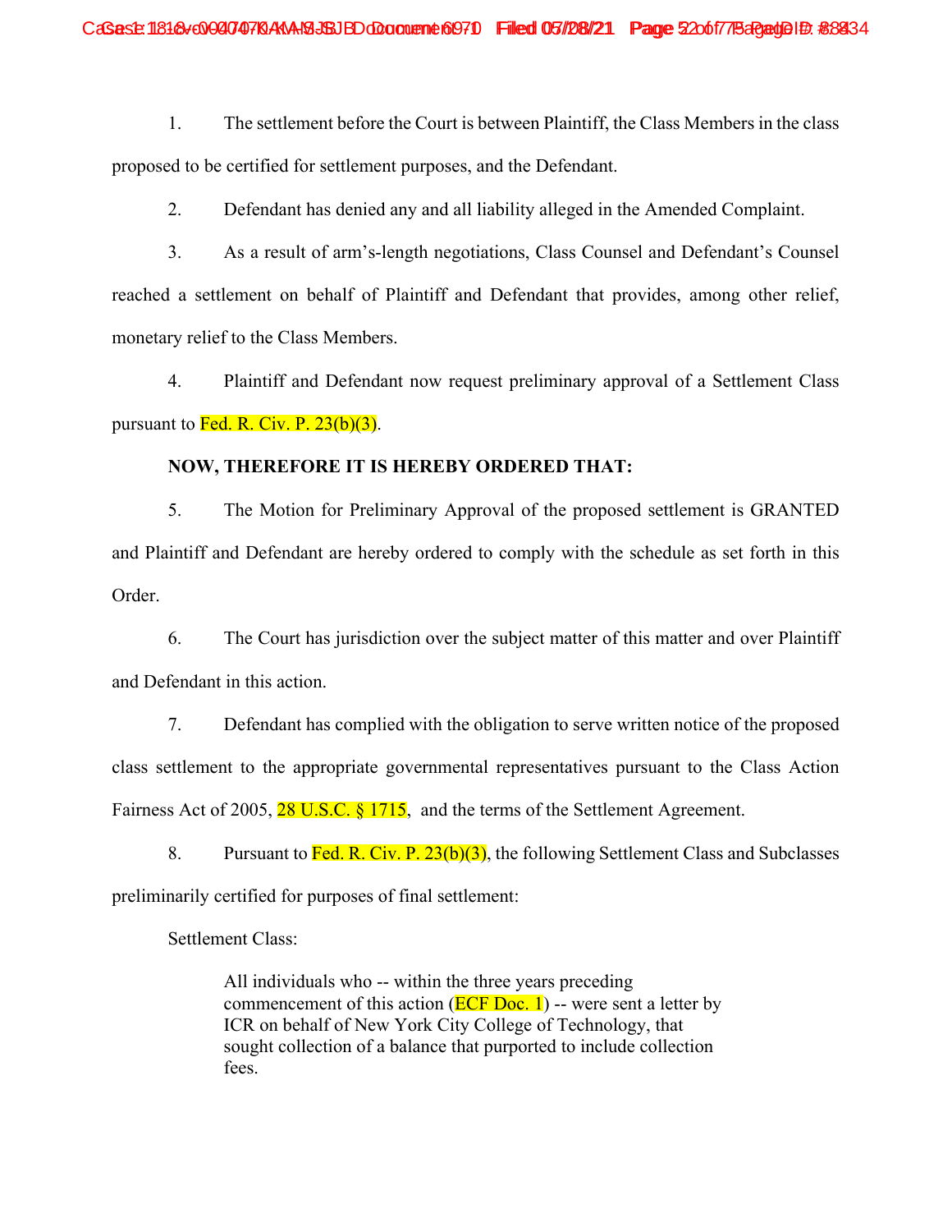1. The settlement before the Court is between Plaintiff, the Class Members in the class proposed to be certified for settlement purposes, and the Defendant.

2. Defendant has denied any and all liability alleged in the Amended Complaint.

3. As a result of arm's-length negotiations, Class Counsel and Defendant's Counsel reached a settlement on behalf of Plaintiff and Defendant that provides, among other relief, monetary relief to the Class Members.

4. Plaintiff and Defendant now request preliminary approval of a Settlement Class pursuant to Fed. R. Civ. P. 23(b)(3).

**NOW, THEREFORE IT IS HEREBY ORDERED THAT:**

5. The Motion for Preliminary Approval of the proposed settlement is GRANTED and Plaintiff and Defendant are hereby ordered to comply with the schedule as set forth in this Order.

6. The Court has jurisdiction over the subject matter of this matter and over Plaintiff and Defendant in this action.

7. Defendant has complied with the obligation to serve written notice of the proposed class settlement to the appropriate governmental representatives pursuant to the Class Action Fairness Act of 2005, 28 U.S.C. § 1715, and the terms of the Settlement Agreement.

8. Pursuant to Fed. R. Civ. P. 23(b)(3), the following Settlement Class and Subclasses preliminarily certified for purposes of final settlement:

Settlement Class:

> All individuals who -- within the three years preceding commencement of this action (ECF Doc. 1) -- were sent a letter by ICR on behalf of New York City College of Technology, that sought collection of a balance that purported to include collection fees.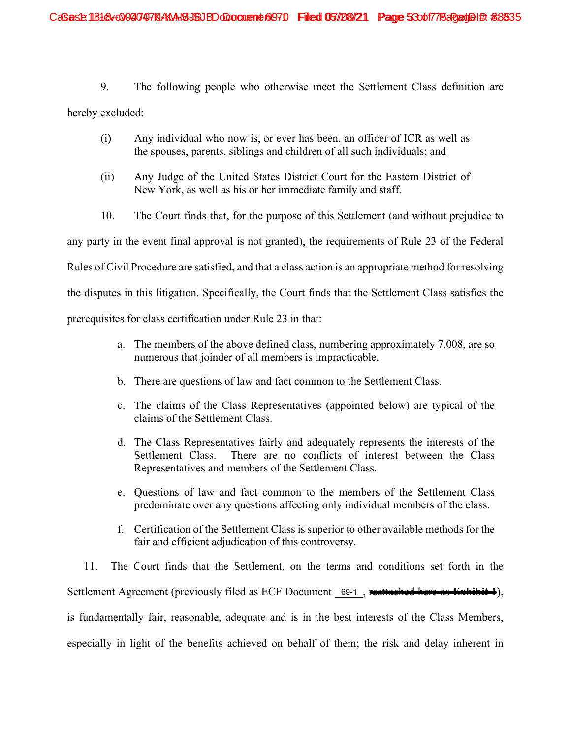9. The following people who otherwise meet the Settlement Class definition are hereby excluded:

(i) Any individual who now is, or ever has been, an officer of ICR as well as the spouses, parents, siblings and children of all such individuals; and

(ii) Any Judge of the United States District Court for the Eastern District of New York, as well as his or her immediate family and staff.

10. The Court finds that, for the purpose of this Settlement (and without prejudice to any party in the event final approval is not granted), the requirements of Rule 23 of the Federal Rules of Civil Procedure are satisfied, and that a class action is an appropriate method for resolving the disputes in this litigation. Specifically, the Court finds that the Settlement Class satisfies the prerequisites for class certification under Rule 23 in that:

a. The members of the above defined class, numbering approximately 7,008, are so numerous that joinder of all members is impracticable.

b. There are questions of law and fact common to the Settlement Class.

c. The claims of the Class Representatives (appointed below) are typical of the claims of the Settlement Class.

d. The Class Representatives fairly and adequately represents the interests of the Settlement Class. There are no conflicts of interest between the Class Representatives and members of the Settlement Class.

e. Questions of law and fact common to the members of the Settlement Class predominate over any questions affecting only individual members of the class.

f. Certification of the Settlement Class is superior to other available methods for the fair and efficient adjudication of this controversy.

11. The Court finds that the Settlement, on the terms and conditions set forth in the Settlement Agreement (previously filed as ECF Document 69-1, ~~reattached here as **Exhibit 1**~~), is fundamentally fair, reasonable, adequate and is in the best interests of the Class Members, especially in light of the benefits achieved on behalf of them; the risk and delay inherent in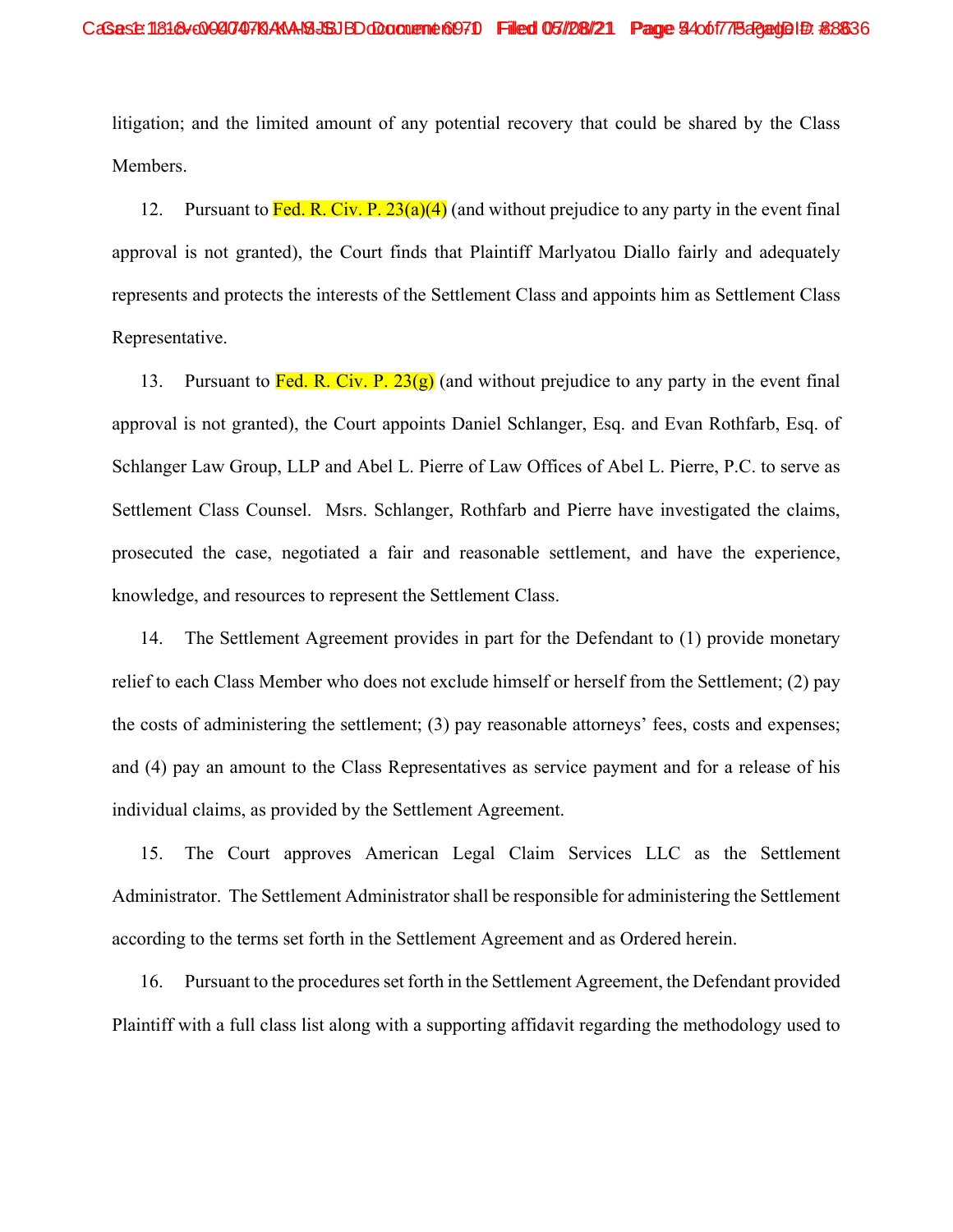litigation; and the limited amount of any potential recovery that could be shared by the Class Members.

12. Pursuant to Fed. R. Civ. P. 23(a)(4) (and without prejudice to any party in the event final approval is not granted), the Court finds that Plaintiff Marlyatou Diallo fairly and adequately represents and protects the interests of the Settlement Class and appoints him as Settlement Class Representative.

13. Pursuant to Fed. R. Civ. P. 23(g) (and without prejudice to any party in the event final approval is not granted), the Court appoints Daniel Schlanger, Esq. and Evan Rothfarb, Esq. of Schlanger Law Group, LLP and Abel L. Pierre of Law Offices of Abel L. Pierre, P.C. to serve as Settlement Class Counsel. Msrs. Schlanger, Rothfarb and Pierre have investigated the claims, prosecuted the case, negotiated a fair and reasonable settlement, and have the experience, knowledge, and resources to represent the Settlement Class.

14. The Settlement Agreement provides in part for the Defendant to (1) provide monetary relief to each Class Member who does not exclude himself or herself from the Settlement; (2) pay the costs of administering the settlement; (3) pay reasonable attorneys' fees, costs and expenses; and (4) pay an amount to the Class Representatives as service payment and for a release of his individual claims, as provided by the Settlement Agreement.

15. The Court approves American Legal Claim Services LLC as the Settlement Administrator. The Settlement Administrator shall be responsible for administering the Settlement according to the terms set forth in the Settlement Agreement and as Ordered herein.

16. Pursuant to the procedures set forth in the Settlement Agreement, the Defendant provided Plaintiff with a full class list along with a supporting affidavit regarding the methodology used to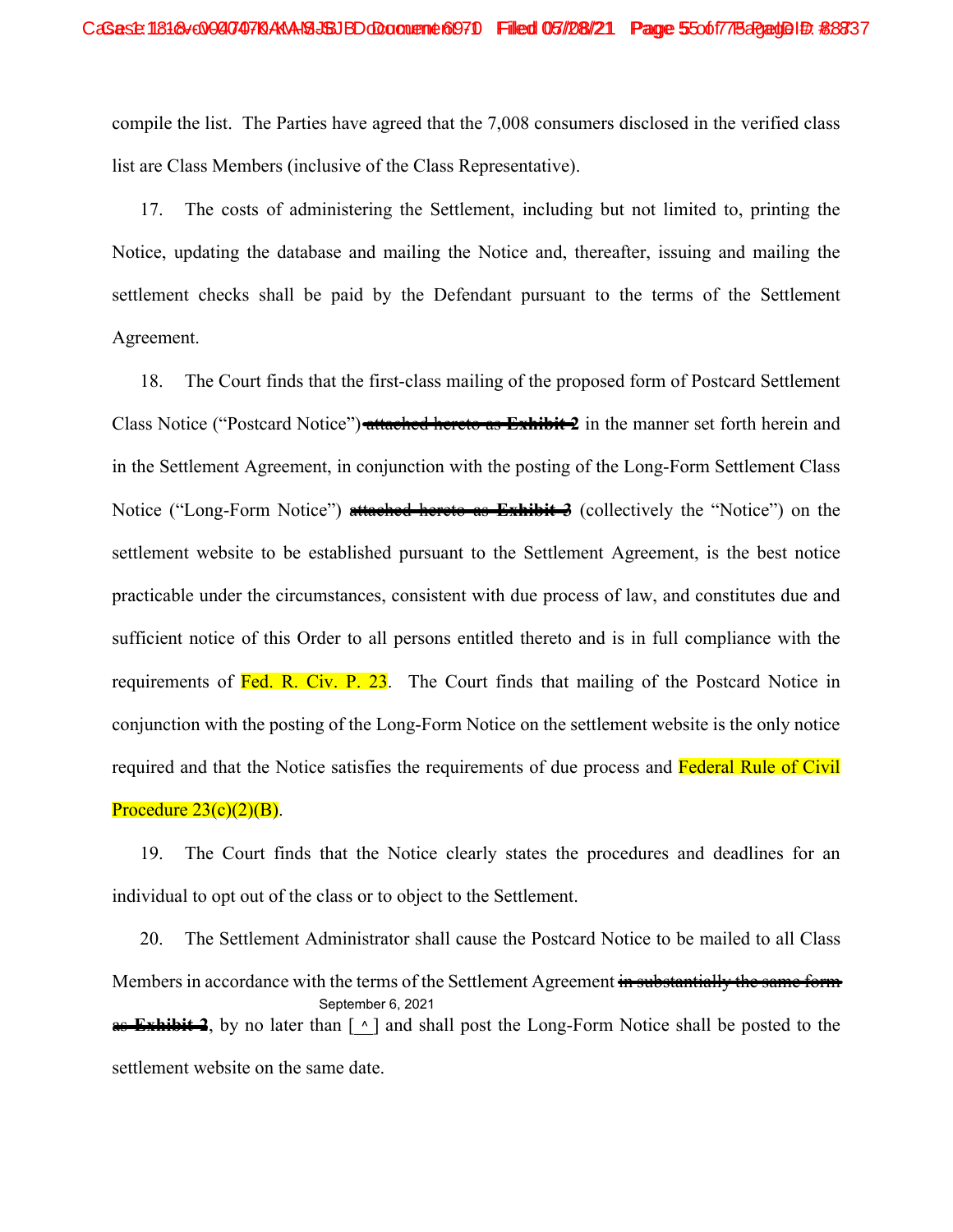compile the list. The Parties have agreed that the 7,008 consumers disclosed in the verified class list are Class Members (inclusive of the Class Representative).

17. The costs of administering the Settlement, including but not limited to, printing the Notice, updating the database and mailing the Notice and, thereafter, issuing and mailing the settlement checks shall be paid by the Defendant pursuant to the terms of the Settlement Agreement.

18. The Court finds that the first-class mailing of the proposed form of Postcard Settlement Class Notice ("Postcard Notice") ~~attached hereto as **Exhibit 2**~~ in the manner set forth herein and in the Settlement Agreement, in conjunction with the posting of the Long-Form Settlement Class Notice ("Long-Form Notice") ~~attached hereto as **Exhibit 3**~~ (collectively the "Notice") on the settlement website to be established pursuant to the Settlement Agreement, is the best notice practicable under the circumstances, consistent with due process of law, and constitutes due and sufficient notice of this Order to all persons entitled thereto and is in full compliance with the requirements of Fed. R. Civ. P. 23. The Court finds that mailing of the Postcard Notice in conjunction with the posting of the Long-Form Notice on the settlement website is the only notice required and that the Notice satisfies the requirements of due process and Federal Rule of Civil Procedure 23(c)(2)(B).

19. The Court finds that the Notice clearly states the procedures and deadlines for an individual to opt out of the class or to object to the Settlement.

20. The Settlement Administrator shall cause the Postcard Notice to be mailed to all Class Members in accordance with the terms of the Settlement Agreement ~~in substantially the same form as **Exhibit 2**~~, by no later than [ ^ September 6, 2021 ] and shall post the Long-Form Notice shall be posted to the settlement website on the same date.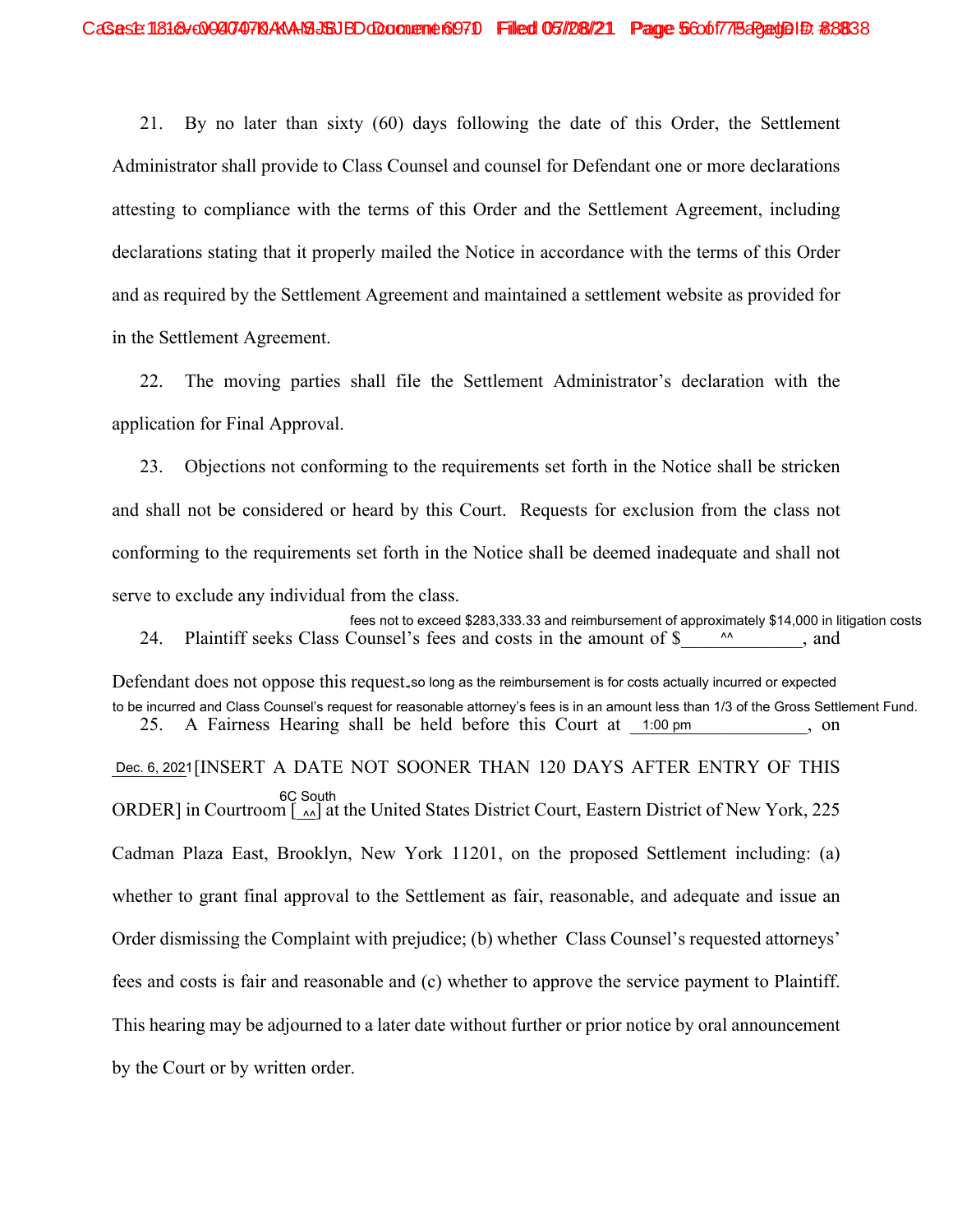21. By no later than sixty (60) days following the date of this Order, the Settlement Administrator shall provide to Class Counsel and counsel for Defendant one or more declarations attesting to compliance with the terms of this Order and the Settlement Agreement, including declarations stating that it properly mailed the Notice in accordance with the terms of this Order and as required by the Settlement Agreement and maintained a settlement website as provided for in the Settlement Agreement.

22. The moving parties shall file the Settlement Administrator's declaration with the application for Final Approval.

23. Objections not conforming to the requirements set forth in the Notice shall be stricken and shall not be considered or heard by this Court. Requests for exclusion from the class not conforming to the requirements set forth in the Notice shall be deemed inadequate and shall not serve to exclude any individual from the class.

24. Plaintiff seeks Class Counsel's fees and costs in the amount of $ ^^ fees not to exceed $283,333.33 and reimbursement of approximately $14,000 in litigation costs, and Defendant does not oppose this request, so long as the reimbursement is for costs actually incurred or expected to be incurred and Class Counsel's request for reasonable attorney's fees is in an amount less than 1/3 of the Gross Settlement Fund.

25. A Fairness Hearing shall be held before this Court at 1:00 pm, on Dec. 6, 2021 [INSERT A DATE NOT SOONER THAN 120 DAYS AFTER ENTRY OF THIS ORDER] in Courtroom [ ^^ 6C South] at the United States District Court, Eastern District of New York, 225 Cadman Plaza East, Brooklyn, New York 11201, on the proposed Settlement including: (a) whether to grant final approval to the Settlement as fair, reasonable, and adequate and issue an Order dismissing the Complaint with prejudice; (b) whether Class Counsel's requested attorneys' fees and costs is fair and reasonable and (c) whether to approve the service payment to Plaintiff. This hearing may be adjourned to a later date without further or prior notice by oral announcement by the Court or by written order.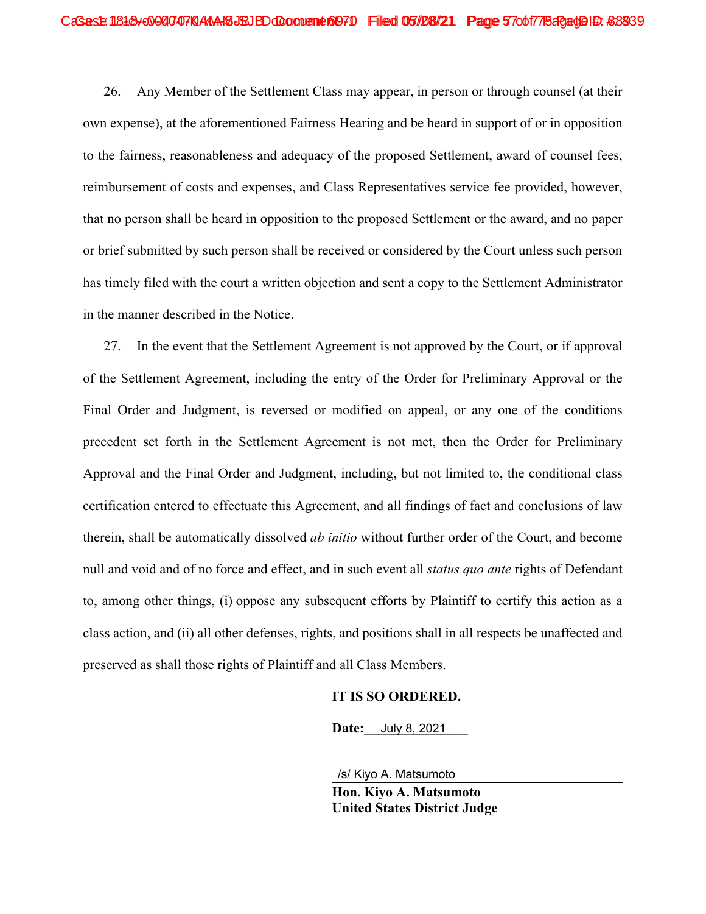26. Any Member of the Settlement Class may appear, in person or through counsel (at their own expense), at the aforementioned Fairness Hearing and be heard in support of or in opposition to the fairness, reasonableness and adequacy of the proposed Settlement, award of counsel fees, reimbursement of costs and expenses, and Class Representatives service fee provided, however, that no person shall be heard in opposition to the proposed Settlement or the award, and no paper or brief submitted by such person shall be received or considered by the Court unless such person has timely filed with the court a written objection and sent a copy to the Settlement Administrator in the manner described in the Notice.

27. In the event that the Settlement Agreement is not approved by the Court, or if approval of the Settlement Agreement, including the entry of the Order for Preliminary Approval or the Final Order and Judgment, is reversed or modified on appeal, or any one of the conditions precedent set forth in the Settlement Agreement is not met, then the Order for Preliminary Approval and the Final Order and Judgment, including, but not limited to, the conditional class certification entered to effectuate this Agreement, and all findings of fact and conclusions of law therein, shall be automatically dissolved *ab initio* without further order of the Court, and become null and void and of no force and effect, and in such event all *status quo ante* rights of Defendant to, among other things, (i) oppose any subsequent efforts by Plaintiff to certify this action as a class action, and (ii) all other defenses, rights, and positions shall in all respects be unaffected and preserved as shall those rights of Plaintiff and all Class Members.

**IT IS SO ORDERED.**

**Date:** July 8, 2021

/s/ Kiyo A. Matsumoto

**Hon. Kiyo A. Matsumoto**
**United States District Judge**